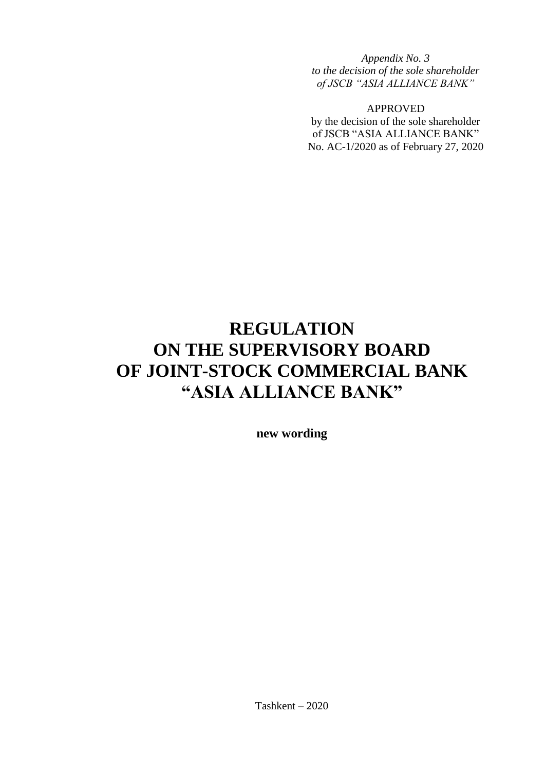*Appendix No. 3*
*to the decision of the sole shareholder*
*of JSCB "ASIA ALLIANCE BANK"*

APPROVED
by the decision of the sole shareholder
of JSCB "ASIA ALLIANCE BANK"
No. AC-1/2020 as of February 27, 2020

# REGULATION ON THE SUPERVISORY BOARD OF JOINT-STOCK COMMERCIAL BANK "ASIA ALLIANCE BANK"

**new wording**

Tashkent – 2020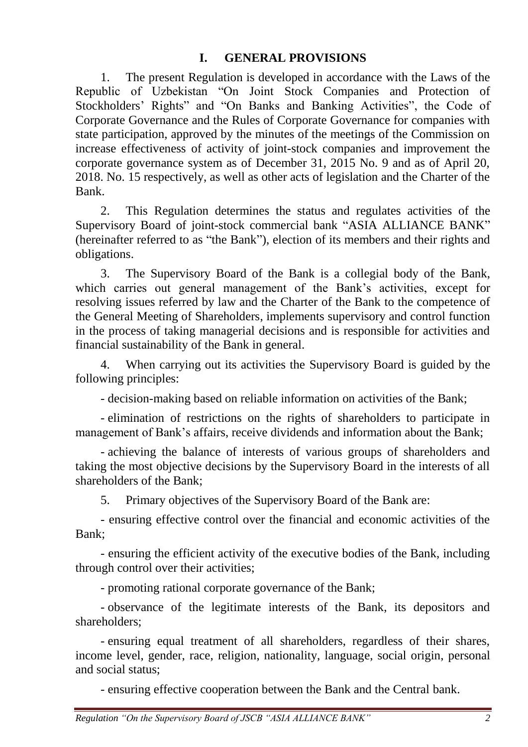## I. GENERAL PROVISIONS

1. The present Regulation is developed in accordance with the Laws of the Republic of Uzbekistan "On Joint Stock Companies and Protection of Stockholders' Rights" and "On Banks and Banking Activities", the Code of Corporate Governance and the Rules of Corporate Governance for companies with state participation, approved by the minutes of the meetings of the Commission on increase effectiveness of activity of joint-stock companies and improvement the corporate governance system as of December 31, 2015 No. 9 and as of April 20, 2018. No. 15 respectively, as well as other acts of legislation and the Charter of the Bank.

2. This Regulation determines the status and regulates activities of the Supervisory Board of joint-stock commercial bank "ASIA ALLIANCE BANK" (hereinafter referred to as "the Bank"), election of its members and their rights and obligations.

3. The Supervisory Board of the Bank is a collegial body of the Bank, which carries out general management of the Bank's activities, except for resolving issues referred by law and the Charter of the Bank to the competence of the General Meeting of Shareholders, implements supervisory and control function in the process of taking managerial decisions and is responsible for activities and financial sustainability of the Bank in general.

4. When carrying out its activities the Supervisory Board is guided by the following principles:

- decision-making based on reliable information on activities of the Bank;

- elimination of restrictions on the rights of shareholders to participate in management of Bank's affairs, receive dividends and information about the Bank;

- achieving the balance of interests of various groups of shareholders and taking the most objective decisions by the Supervisory Board in the interests of all shareholders of the Bank;

5. Primary objectives of the Supervisory Board of the Bank are:

- ensuring effective control over the financial and economic activities of the Bank;

- ensuring the efficient activity of the executive bodies of the Bank, including through control over their activities;

- promoting rational corporate governance of the Bank;

- observance of the legitimate interests of the Bank, its depositors and shareholders;

- ensuring equal treatment of all shareholders, regardless of their shares, income level, gender, race, religion, nationality, language, social origin, personal and social status;

- ensuring effective cooperation between the Bank and the Central bank.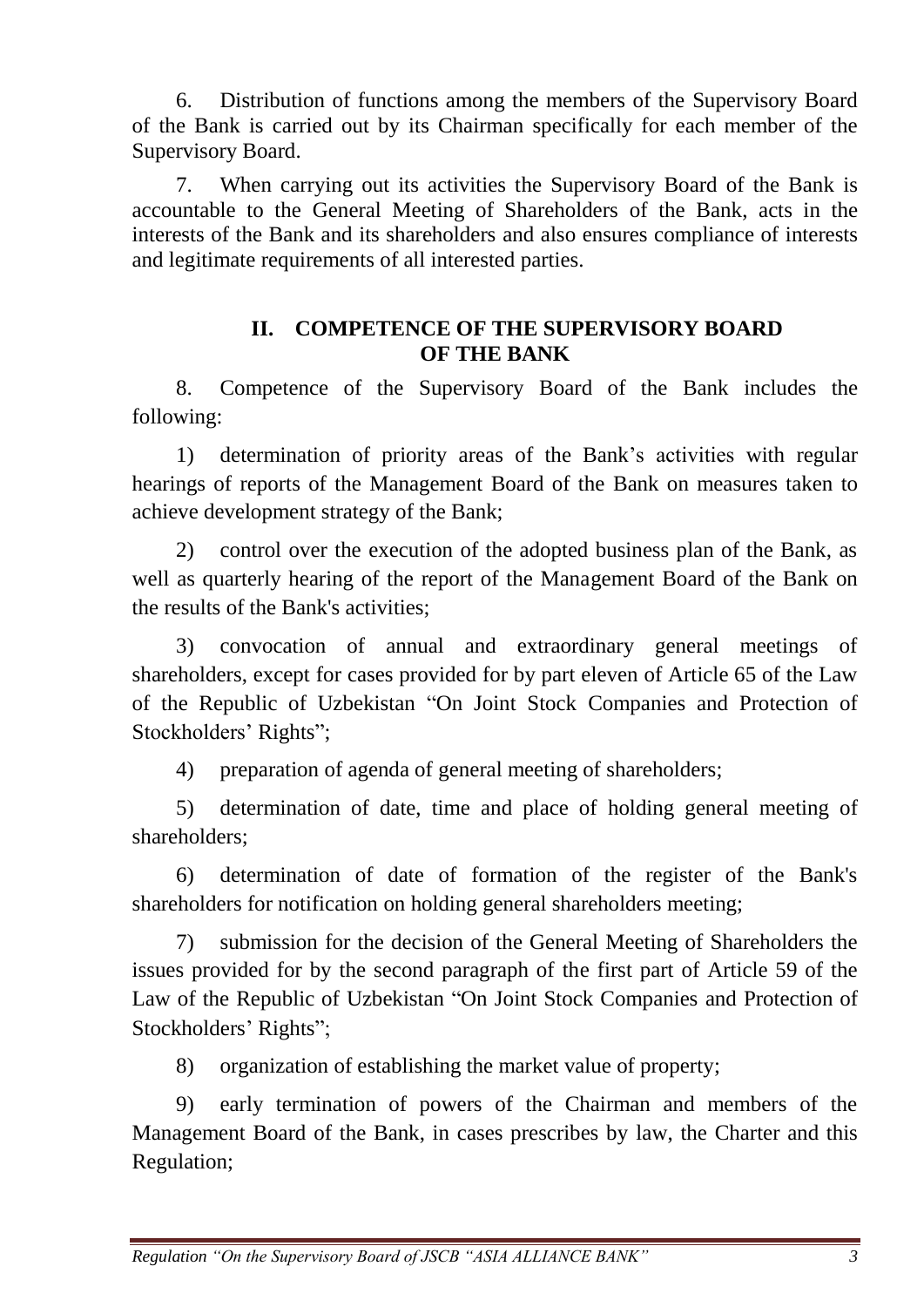6. Distribution of functions among the members of the Supervisory Board of the Bank is carried out by its Chairman specifically for each member of the Supervisory Board.

7. When carrying out its activities the Supervisory Board of the Bank is accountable to the General Meeting of Shareholders of the Bank, acts in the interests of the Bank and its shareholders and also ensures compliance of interests and legitimate requirements of all interested parties.

## II. COMPETENCE OF THE SUPERVISORY BOARD OF THE BANK

8. Competence of the Supervisory Board of the Bank includes the following:

1) determination of priority areas of the Bank's activities with regular hearings of reports of the Management Board of the Bank on measures taken to achieve development strategy of the Bank;

2) control over the execution of the adopted business plan of the Bank, as well as quarterly hearing of the report of the Management Board of the Bank on the results of the Bank's activities;

3) convocation of annual and extraordinary general meetings of shareholders, except for cases provided for by part eleven of Article 65 of the Law of the Republic of Uzbekistan "On Joint Stock Companies and Protection of Stockholders' Rights";

4) preparation of agenda of general meeting of shareholders;

5) determination of date, time and place of holding general meeting of shareholders;

6) determination of date of formation of the register of the Bank's shareholders for notification on holding general shareholders meeting;

7) submission for the decision of the General Meeting of Shareholders the issues provided for by the second paragraph of the first part of Article 59 of the Law of the Republic of Uzbekistan "On Joint Stock Companies and Protection of Stockholders' Rights";

8) organization of establishing the market value of property;

9) early termination of powers of the Chairman and members of the Management Board of the Bank, in cases prescribes by law, the Charter and this Regulation;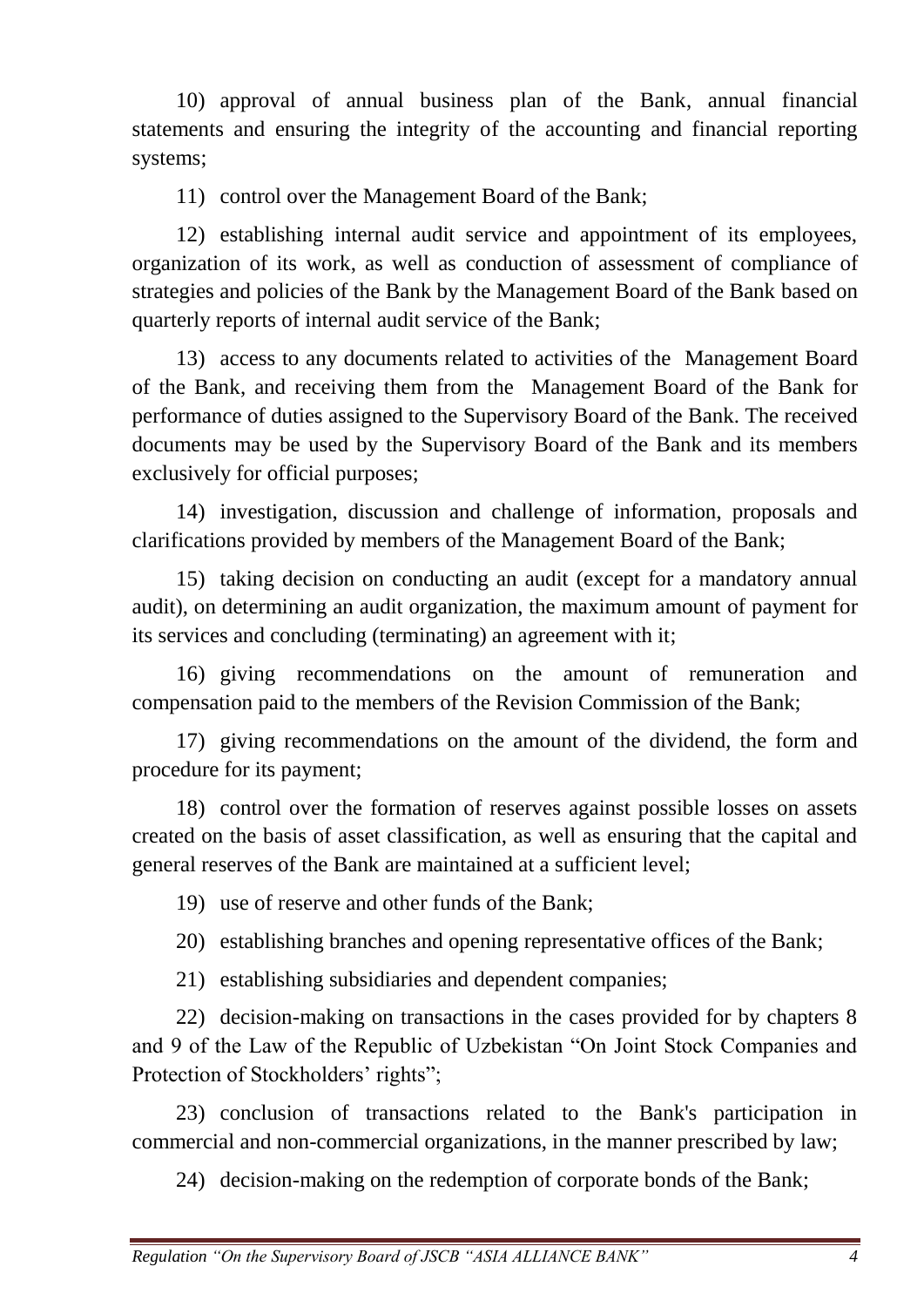10) approval of annual business plan of the Bank, annual financial statements and ensuring the integrity of the accounting and financial reporting systems;

11) control over the Management Board of the Bank;

12) establishing internal audit service and appointment of its employees, organization of its work, as well as conduction of assessment of compliance of strategies and policies of the Bank by the Management Board of the Bank based on quarterly reports of internal audit service of the Bank;

13) access to any documents related to activities of the Management Board of the Bank, and receiving them from the Management Board of the Bank for performance of duties assigned to the Supervisory Board of the Bank. The received documents may be used by the Supervisory Board of the Bank and its members exclusively for official purposes;

14) investigation, discussion and challenge of information, proposals and clarifications provided by members of the Management Board of the Bank;

15) taking decision on conducting an audit (except for a mandatory annual audit), on determining an audit organization, the maximum amount of payment for its services and concluding (terminating) an agreement with it;

16) giving recommendations on the amount of remuneration and compensation paid to the members of the Revision Commission of the Bank;

17) giving recommendations on the amount of the dividend, the form and procedure for its payment;

18) control over the formation of reserves against possible losses on assets created on the basis of asset classification, as well as ensuring that the capital and general reserves of the Bank are maintained at a sufficient level;

19) use of reserve and other funds of the Bank;

20) establishing branches and opening representative offices of the Bank;

21) establishing subsidiaries and dependent companies;

22) decision-making on transactions in the cases provided for by chapters 8 and 9 of the Law of the Republic of Uzbekistan "On Joint Stock Companies and Protection of Stockholders' rights";

23) conclusion of transactions related to the Bank's participation in commercial and non-commercial organizations, in the manner prescribed by law;

24) decision-making on the redemption of corporate bonds of the Bank;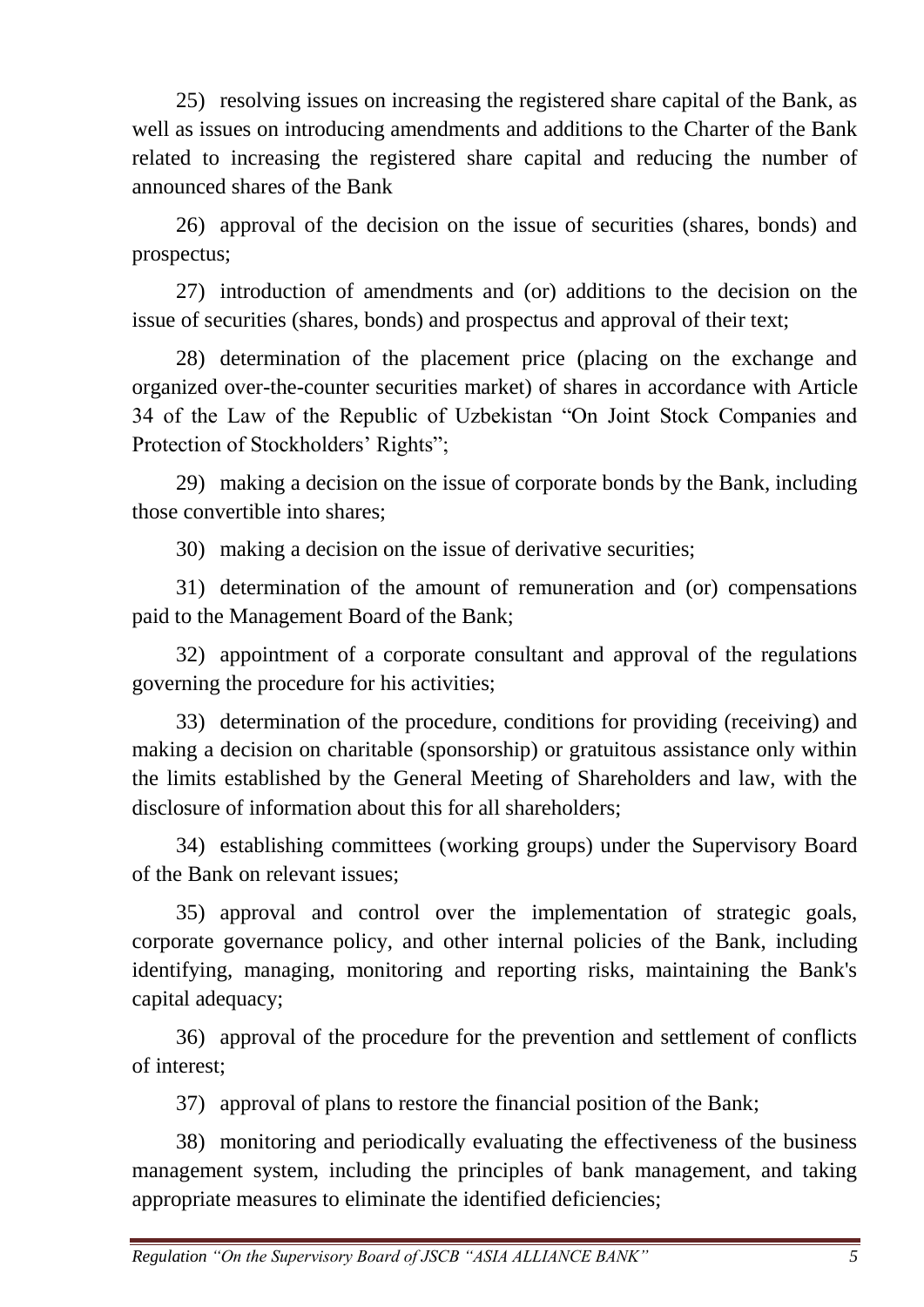25) resolving issues on increasing the registered share capital of the Bank, as well as issues on introducing amendments and additions to the Charter of the Bank related to increasing the registered share capital and reducing the number of announced shares of the Bank

26) approval of the decision on the issue of securities (shares, bonds) and prospectus;

27) introduction of amendments and (or) additions to the decision on the issue of securities (shares, bonds) and prospectus and approval of their text;

28) determination of the placement price (placing on the exchange and organized over-the-counter securities market) of shares in accordance with Article 34 of the Law of the Republic of Uzbekistan "On Joint Stock Companies and Protection of Stockholders' Rights";

29) making a decision on the issue of corporate bonds by the Bank, including those convertible into shares;

30) making a decision on the issue of derivative securities;

31) determination of the amount of remuneration and (or) compensations paid to the Management Board of the Bank;

32) appointment of a corporate consultant and approval of the regulations governing the procedure for his activities;

33) determination of the procedure, conditions for providing (receiving) and making a decision on charitable (sponsorship) or gratuitous assistance only within the limits established by the General Meeting of Shareholders and law, with the disclosure of information about this for all shareholders;

34) establishing committees (working groups) under the Supervisory Board of the Bank on relevant issues;

35) approval and control over the implementation of strategic goals, corporate governance policy, and other internal policies of the Bank, including identifying, managing, monitoring and reporting risks, maintaining the Bank's capital adequacy;

36) approval of the procedure for the prevention and settlement of conflicts of interest;

37) approval of plans to restore the financial position of the Bank;

38) monitoring and periodically evaluating the effectiveness of the business management system, including the principles of bank management, and taking appropriate measures to eliminate the identified deficiencies;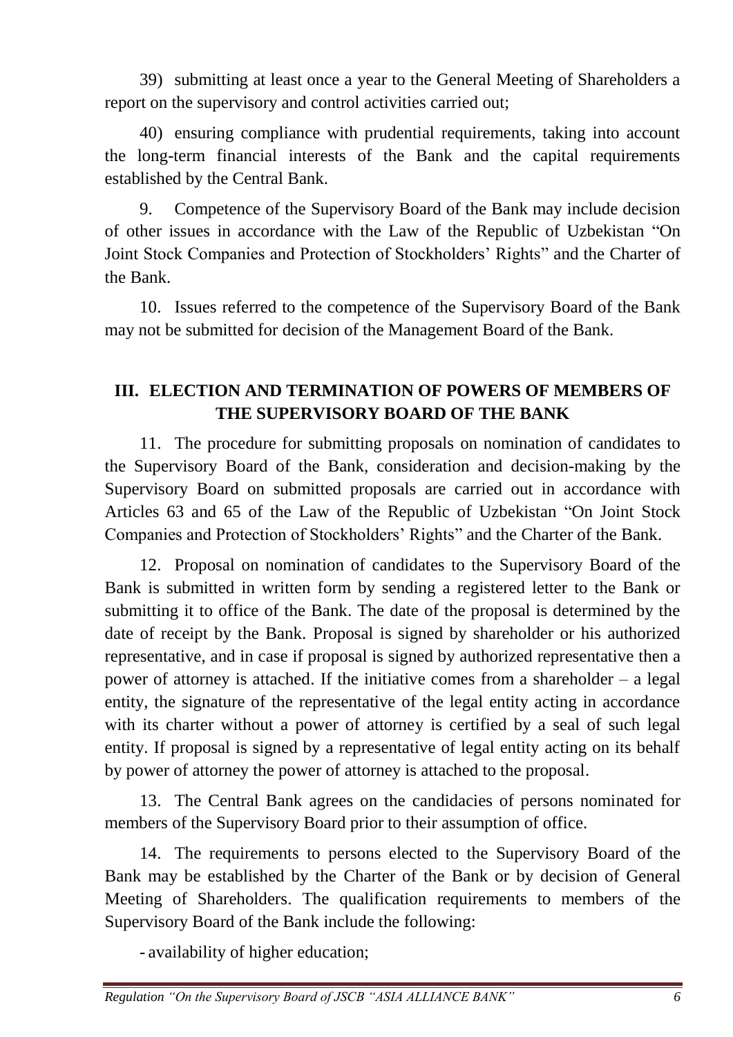39) submitting at least once a year to the General Meeting of Shareholders a report on the supervisory and control activities carried out;

40) ensuring compliance with prudential requirements, taking into account the long-term financial interests of the Bank and the capital requirements established by the Central Bank.

9. Competence of the Supervisory Board of the Bank may include decision of other issues in accordance with the Law of the Republic of Uzbekistan "On Joint Stock Companies and Protection of Stockholders' Rights" and the Charter of the Bank.

10. Issues referred to the competence of the Supervisory Board of the Bank may not be submitted for decision of the Management Board of the Bank.

## III. ELECTION AND TERMINATION OF POWERS OF MEMBERS OF THE SUPERVISORY BOARD OF THE BANK

11. The procedure for submitting proposals on nomination of candidates to the Supervisory Board of the Bank, consideration and decision-making by the Supervisory Board on submitted proposals are carried out in accordance with Articles 63 and 65 of the Law of the Republic of Uzbekistan "On Joint Stock Companies and Protection of Stockholders' Rights" and the Charter of the Bank.

12. Proposal on nomination of candidates to the Supervisory Board of the Bank is submitted in written form by sending a registered letter to the Bank or submitting it to office of the Bank. The date of the proposal is determined by the date of receipt by the Bank. Proposal is signed by shareholder or his authorized representative, and in case if proposal is signed by authorized representative then a power of attorney is attached. If the initiative comes from a shareholder – a legal entity, the signature of the representative of the legal entity acting in accordance with its charter without a power of attorney is certified by a seal of such legal entity. If proposal is signed by a representative of legal entity acting on its behalf by power of attorney the power of attorney is attached to the proposal.

13. The Central Bank agrees on the candidacies of persons nominated for members of the Supervisory Board prior to their assumption of office.

14. The requirements to persons elected to the Supervisory Board of the Bank may be established by the Charter of the Bank or by decision of General Meeting of Shareholders. The qualification requirements to members of the Supervisory Board of the Bank include the following:

- availability of higher education;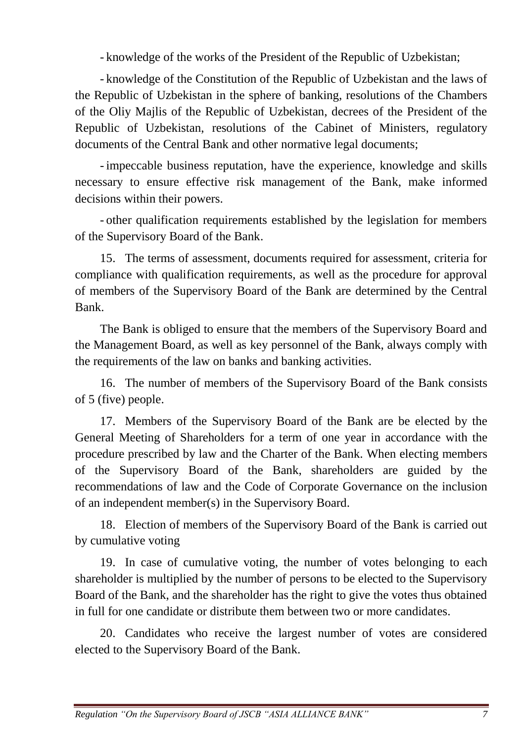- knowledge of the works of the President of the Republic of Uzbekistan;

- knowledge of the Constitution of the Republic of Uzbekistan and the laws of the Republic of Uzbekistan in the sphere of banking, resolutions of the Chambers of the Oliy Majlis of the Republic of Uzbekistan, decrees of the President of the Republic of Uzbekistan, resolutions of the Cabinet of Ministers, regulatory documents of the Central Bank and other normative legal documents;

- impeccable business reputation, have the experience, knowledge and skills necessary to ensure effective risk management of the Bank, make informed decisions within their powers.

- other qualification requirements established by the legislation for members of the Supervisory Board of the Bank.

15. The terms of assessment, documents required for assessment, criteria for compliance with qualification requirements, as well as the procedure for approval of members of the Supervisory Board of the Bank are determined by the Central Bank.

The Bank is obliged to ensure that the members of the Supervisory Board and the Management Board, as well as key personnel of the Bank, always comply with the requirements of the law on banks and banking activities.

16. The number of members of the Supervisory Board of the Bank consists of 5 (five) people.

17. Members of the Supervisory Board of the Bank are be elected by the General Meeting of Shareholders for a term of one year in accordance with the procedure prescribed by law and the Charter of the Bank. When electing members of the Supervisory Board of the Bank, shareholders are guided by the recommendations of law and the Code of Corporate Governance on the inclusion of an independent member(s) in the Supervisory Board.

18. Election of members of the Supervisory Board of the Bank is carried out by cumulative voting

19. In case of cumulative voting, the number of votes belonging to each shareholder is multiplied by the number of persons to be elected to the Supervisory Board of the Bank, and the shareholder has the right to give the votes thus obtained in full for one candidate or distribute them between two or more candidates.

20. Candidates who receive the largest number of votes are considered elected to the Supervisory Board of the Bank.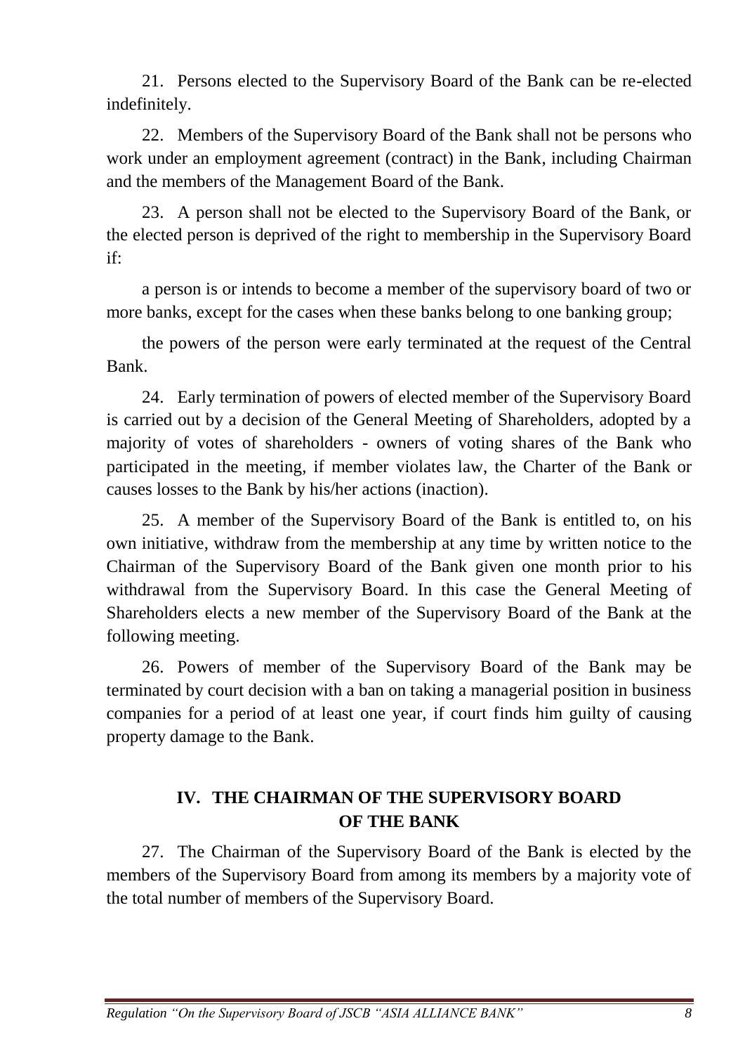21. Persons elected to the Supervisory Board of the Bank can be re-elected indefinitely.

22. Members of the Supervisory Board of the Bank shall not be persons who work under an employment agreement (contract) in the Bank, including Chairman and the members of the Management Board of the Bank.

23. A person shall not be elected to the Supervisory Board of the Bank, or the elected person is deprived of the right to membership in the Supervisory Board if:

a person is or intends to become a member of the supervisory board of two or more banks, except for the cases when these banks belong to one banking group;

the powers of the person were early terminated at the request of the Central Bank.

24. Early termination of powers of elected member of the Supervisory Board is carried out by a decision of the General Meeting of Shareholders, adopted by a majority of votes of shareholders - owners of voting shares of the Bank who participated in the meeting, if member violates law, the Charter of the Bank or causes losses to the Bank by his/her actions (inaction).

25. A member of the Supervisory Board of the Bank is entitled to, on his own initiative, withdraw from the membership at any time by written notice to the Chairman of the Supervisory Board of the Bank given one month prior to his withdrawal from the Supervisory Board. In this case the General Meeting of Shareholders elects a new member of the Supervisory Board of the Bank at the following meeting.

26. Powers of member of the Supervisory Board of the Bank may be terminated by court decision with a ban on taking a managerial position in business companies for a period of at least one year, if court finds him guilty of causing property damage to the Bank.

## IV. THE CHAIRMAN OF THE SUPERVISORY BOARD OF THE BANK

27. The Chairman of the Supervisory Board of the Bank is elected by the members of the Supervisory Board from among its members by a majority vote of the total number of members of the Supervisory Board.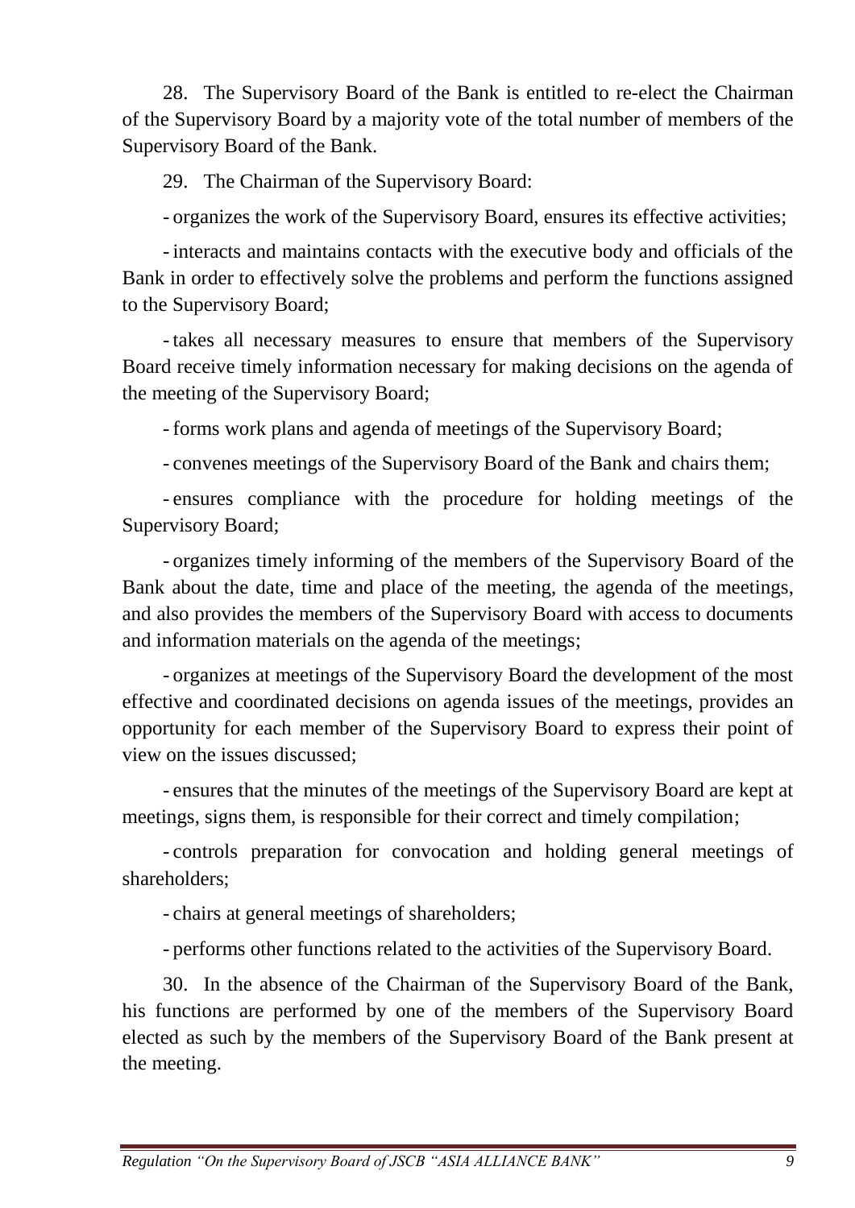28. The Supervisory Board of the Bank is entitled to re-elect the Chairman of the Supervisory Board by a majority vote of the total number of members of the Supervisory Board of the Bank.

29. The Chairman of the Supervisory Board:

- organizes the work of the Supervisory Board, ensures its effective activities;
- interacts and maintains contacts with the executive body and officials of the Bank in order to effectively solve the problems and perform the functions assigned to the Supervisory Board;
- takes all necessary measures to ensure that members of the Supervisory Board receive timely information necessary for making decisions on the agenda of the meeting of the Supervisory Board;
- forms work plans and agenda of meetings of the Supervisory Board;
- convenes meetings of the Supervisory Board of the Bank and chairs them;
- ensures compliance with the procedure for holding meetings of the Supervisory Board;
- organizes timely informing of the members of the Supervisory Board of the Bank about the date, time and place of the meeting, the agenda of the meetings, and also provides the members of the Supervisory Board with access to documents and information materials on the agenda of the meetings;
- organizes at meetings of the Supervisory Board the development of the most effective and coordinated decisions on agenda issues of the meetings, provides an opportunity for each member of the Supervisory Board to express their point of view on the issues discussed;
- ensures that the minutes of the meetings of the Supervisory Board are kept at meetings, signs them, is responsible for their correct and timely compilation;
- controls preparation for convocation and holding general meetings of shareholders;
- chairs at general meetings of shareholders;
- performs other functions related to the activities of the Supervisory Board.

30. In the absence of the Chairman of the Supervisory Board of the Bank, his functions are performed by one of the members of the Supervisory Board elected as such by the members of the Supervisory Board of the Bank present at the meeting.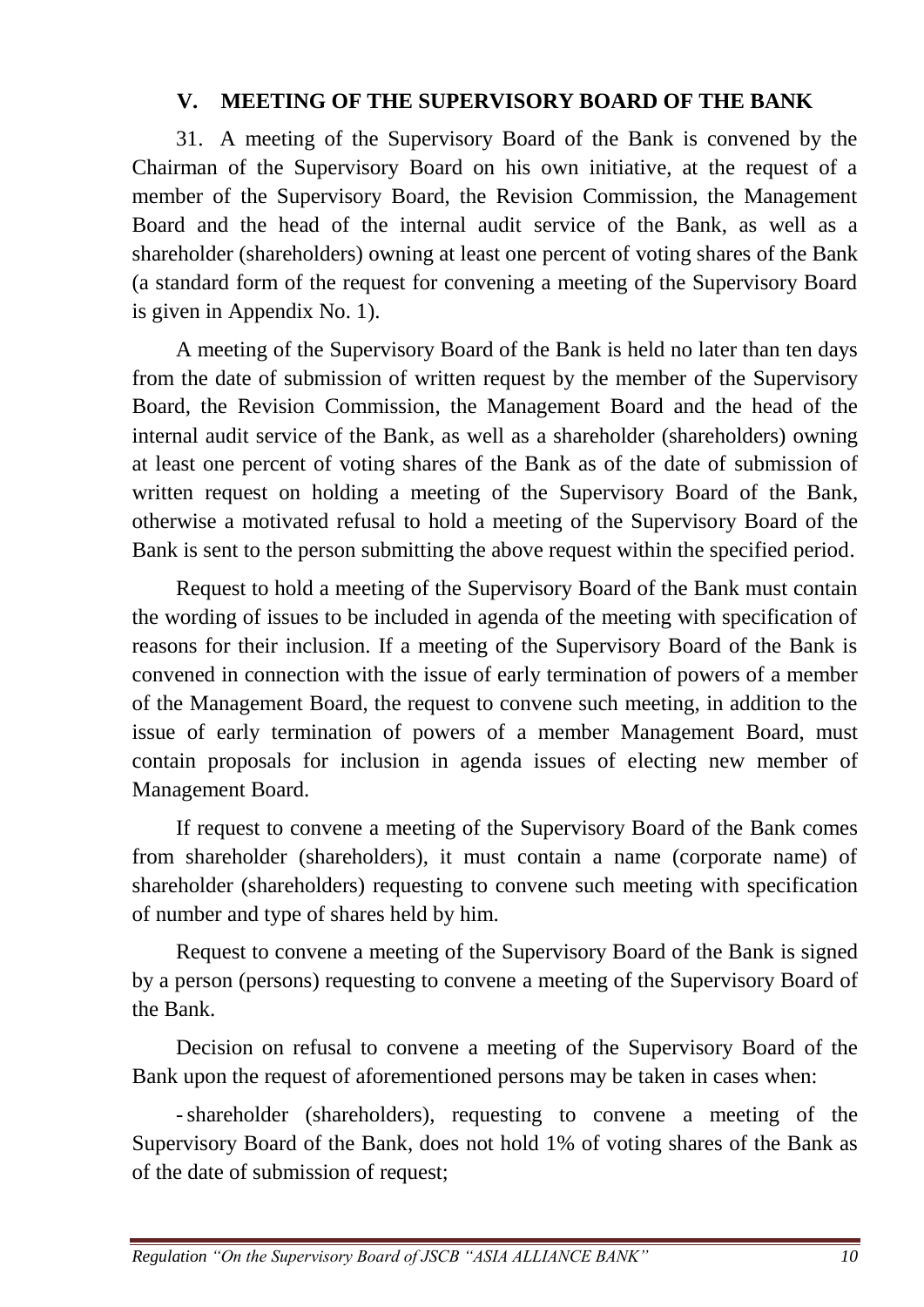## V. MEETING OF THE SUPERVISORY BOARD OF THE BANK

31. A meeting of the Supervisory Board of the Bank is convened by the Chairman of the Supervisory Board on his own initiative, at the request of a member of the Supervisory Board, the Revision Commission, the Management Board and the head of the internal audit service of the Bank, as well as a shareholder (shareholders) owning at least one percent of voting shares of the Bank (a standard form of the request for convening a meeting of the Supervisory Board is given in Appendix No. 1).

A meeting of the Supervisory Board of the Bank is held no later than ten days from the date of submission of written request by the member of the Supervisory Board, the Revision Commission, the Management Board and the head of the internal audit service of the Bank, as well as a shareholder (shareholders) owning at least one percent of voting shares of the Bank as of the date of submission of written request on holding a meeting of the Supervisory Board of the Bank, otherwise a motivated refusal to hold a meeting of the Supervisory Board of the Bank is sent to the person submitting the above request within the specified period.

Request to hold a meeting of the Supervisory Board of the Bank must contain the wording of issues to be included in agenda of the meeting with specification of reasons for their inclusion. If a meeting of the Supervisory Board of the Bank is convened in connection with the issue of early termination of powers of a member of the Management Board, the request to convene such meeting, in addition to the issue of early termination of powers of a member Management Board, must contain proposals for inclusion in agenda issues of electing new member of Management Board.

If request to convene a meeting of the Supervisory Board of the Bank comes from shareholder (shareholders), it must contain a name (corporate name) of shareholder (shareholders) requesting to convene such meeting with specification of number and type of shares held by him.

Request to convene a meeting of the Supervisory Board of the Bank is signed by a person (persons) requesting to convene a meeting of the Supervisory Board of the Bank.

Decision on refusal to convene a meeting of the Supervisory Board of the Bank upon the request of aforementioned persons may be taken in cases when:

- shareholder (shareholders), requesting to convene a meeting of the Supervisory Board of the Bank, does not hold 1% of voting shares of the Bank as of the date of submission of request;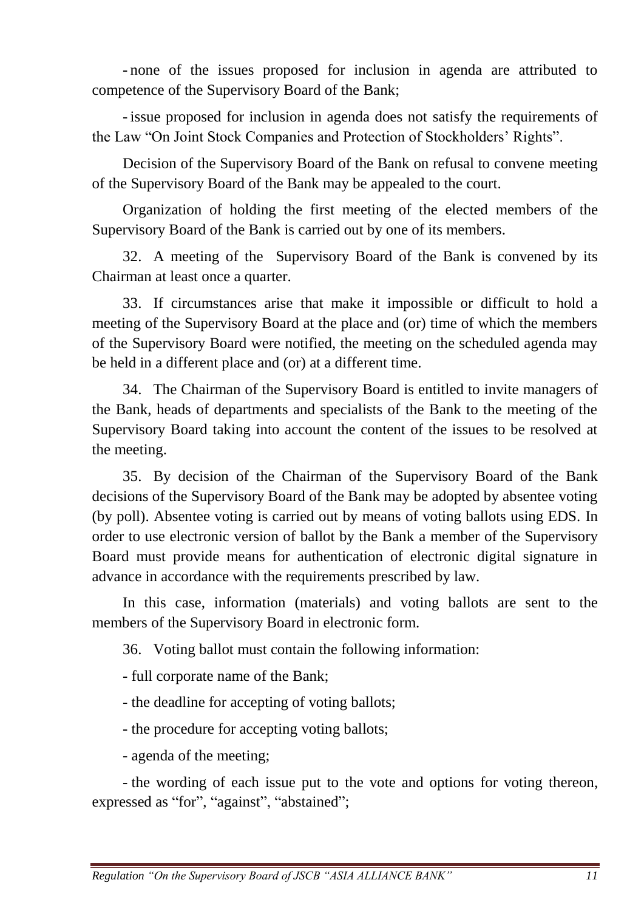- none of the issues proposed for inclusion in agenda are attributed to competence of the Supervisory Board of the Bank;

- issue proposed for inclusion in agenda does not satisfy the requirements of the Law "On Joint Stock Companies and Protection of Stockholders' Rights".

Decision of the Supervisory Board of the Bank on refusal to convene meeting of the Supervisory Board of the Bank may be appealed to the court.

Organization of holding the first meeting of the elected members of the Supervisory Board of the Bank is carried out by one of its members.

32. A meeting of the Supervisory Board of the Bank is convened by its Chairman at least once a quarter.

33. If circumstances arise that make it impossible or difficult to hold a meeting of the Supervisory Board at the place and (or) time of which the members of the Supervisory Board were notified, the meeting on the scheduled agenda may be held in a different place and (or) at a different time.

34. The Chairman of the Supervisory Board is entitled to invite managers of the Bank, heads of departments and specialists of the Bank to the meeting of the Supervisory Board taking into account the content of the issues to be resolved at the meeting.

35. By decision of the Chairman of the Supervisory Board of the Bank decisions of the Supervisory Board of the Bank may be adopted by absentee voting (by poll). Absentee voting is carried out by means of voting ballots using EDS. In order to use electronic version of ballot by the Bank a member of the Supervisory Board must provide means for authentication of electronic digital signature in advance in accordance with the requirements prescribed by law.

In this case, information (materials) and voting ballots are sent to the members of the Supervisory Board in electronic form.

36. Voting ballot must contain the following information:

- full corporate name of the Bank;

- the deadline for accepting of voting ballots;

- the procedure for accepting voting ballots;

- agenda of the meeting;

- the wording of each issue put to the vote and options for voting thereon, expressed as "for", "against", "abstained";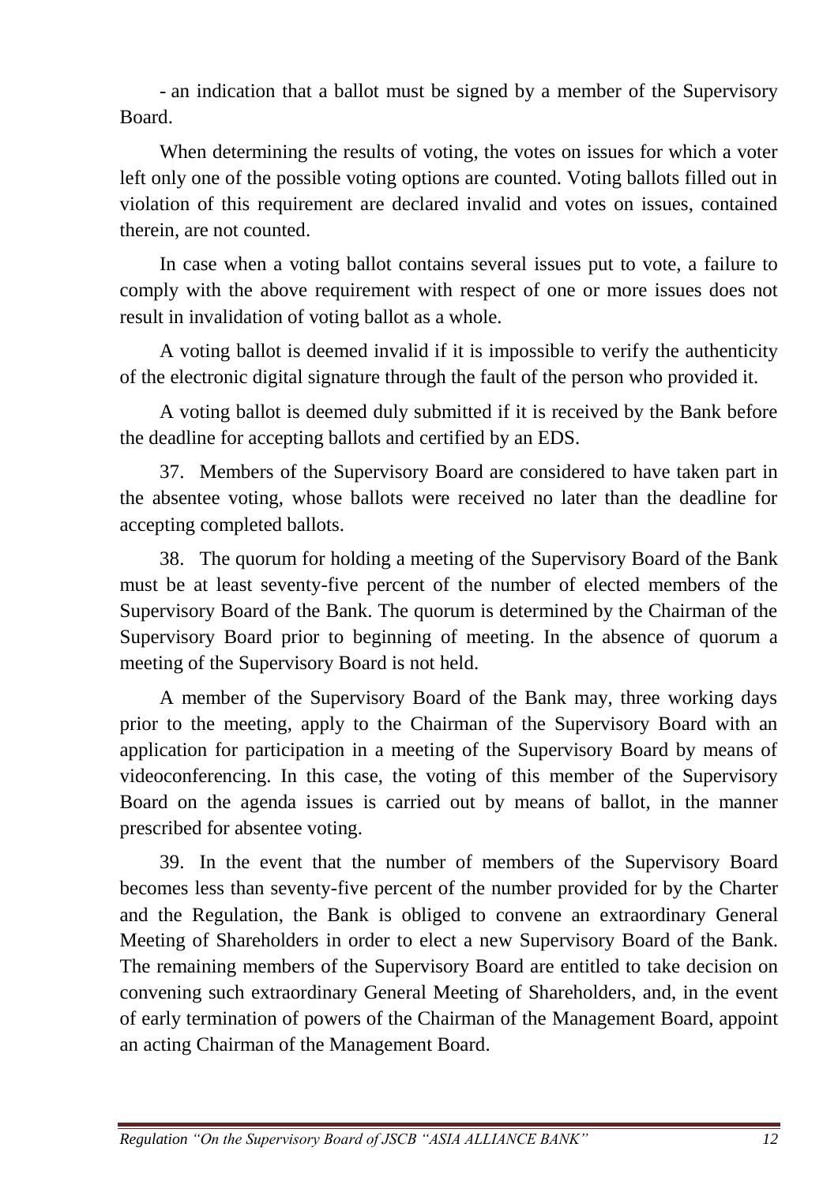- an indication that a ballot must be signed by a member of the Supervisory Board.

When determining the results of voting, the votes on issues for which a voter left only one of the possible voting options are counted. Voting ballots filled out in violation of this requirement are declared invalid and votes on issues, contained therein, are not counted.

In case when a voting ballot contains several issues put to vote, a failure to comply with the above requirement with respect of one or more issues does not result in invalidation of voting ballot as a whole.

A voting ballot is deemed invalid if it is impossible to verify the authenticity of the electronic digital signature through the fault of the person who provided it.

A voting ballot is deemed duly submitted if it is received by the Bank before the deadline for accepting ballots and certified by an EDS.

37. Members of the Supervisory Board are considered to have taken part in the absentee voting, whose ballots were received no later than the deadline for accepting completed ballots.

38. The quorum for holding a meeting of the Supervisory Board of the Bank must be at least seventy-five percent of the number of elected members of the Supervisory Board of the Bank. The quorum is determined by the Chairman of the Supervisory Board prior to beginning of meeting. In the absence of quorum a meeting of the Supervisory Board is not held.

A member of the Supervisory Board of the Bank may, three working days prior to the meeting, apply to the Chairman of the Supervisory Board with an application for participation in a meeting of the Supervisory Board by means of videoconferencing. In this case, the voting of this member of the Supervisory Board on the agenda issues is carried out by means of ballot, in the manner prescribed for absentee voting.

39. In the event that the number of members of the Supervisory Board becomes less than seventy-five percent of the number provided for by the Charter and the Regulation, the Bank is obliged to convene an extraordinary General Meeting of Shareholders in order to elect a new Supervisory Board of the Bank. The remaining members of the Supervisory Board are entitled to take decision on convening such extraordinary General Meeting of Shareholders, and, in the event of early termination of powers of the Chairman of the Management Board, appoint an acting Chairman of the Management Board.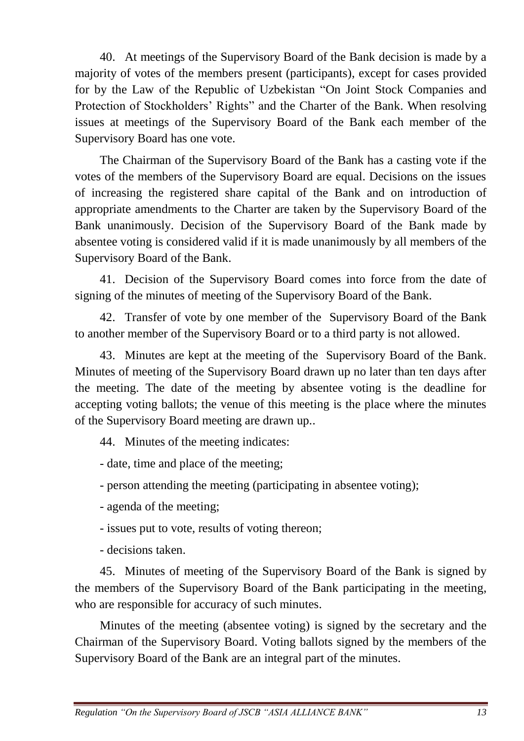40. At meetings of the Supervisory Board of the Bank decision is made by a majority of votes of the members present (participants), except for cases provided for by the Law of the Republic of Uzbekistan "On Joint Stock Companies and Protection of Stockholders' Rights" and the Charter of the Bank. When resolving issues at meetings of the Supervisory Board of the Bank each member of the Supervisory Board has one vote.

The Chairman of the Supervisory Board of the Bank has a casting vote if the votes of the members of the Supervisory Board are equal. Decisions on the issues of increasing the registered share capital of the Bank and on introduction of appropriate amendments to the Charter are taken by the Supervisory Board of the Bank unanimously. Decision of the Supervisory Board of the Bank made by absentee voting is considered valid if it is made unanimously by all members of the Supervisory Board of the Bank.

41. Decision of the Supervisory Board comes into force from the date of signing of the minutes of meeting of the Supervisory Board of the Bank.

42. Transfer of vote by one member of the Supervisory Board of the Bank to another member of the Supervisory Board or to a third party is not allowed.

43. Minutes are kept at the meeting of the Supervisory Board of the Bank. Minutes of meeting of the Supervisory Board drawn up no later than ten days after the meeting. The date of the meeting by absentee voting is the deadline for accepting voting ballots; the venue of this meeting is the place where the minutes of the Supervisory Board meeting are drawn up..

44. Minutes of the meeting indicates:

- date, time and place of the meeting;
- person attending the meeting (participating in absentee voting);
- agenda of the meeting;
- issues put to vote, results of voting thereon;
- decisions taken.

45. Minutes of meeting of the Supervisory Board of the Bank is signed by the members of the Supervisory Board of the Bank participating in the meeting, who are responsible for accuracy of such minutes.

Minutes of the meeting (absentee voting) is signed by the secretary and the Chairman of the Supervisory Board. Voting ballots signed by the members of the Supervisory Board of the Bank are an integral part of the minutes.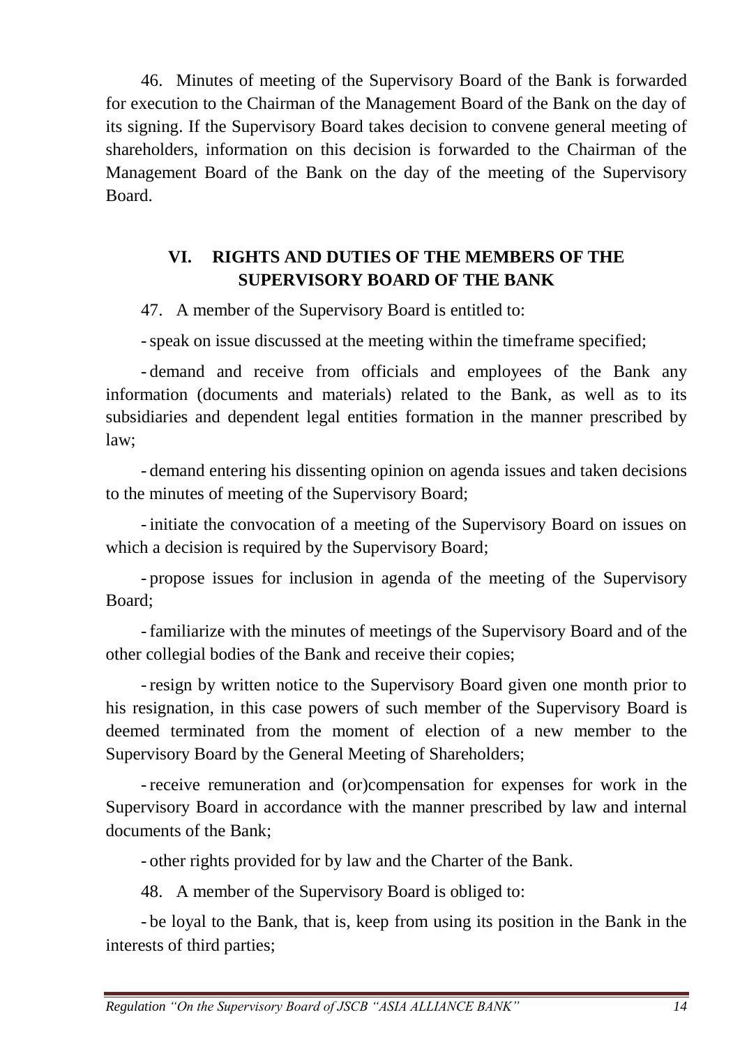46. Minutes of meeting of the Supervisory Board of the Bank is forwarded for execution to the Chairman of the Management Board of the Bank on the day of its signing. If the Supervisory Board takes decision to convene general meeting of shareholders, information on this decision is forwarded to the Chairman of the Management Board of the Bank on the day of the meeting of the Supervisory Board.

## VI. RIGHTS AND DUTIES OF THE MEMBERS OF THE SUPERVISORY BOARD OF THE BANK

47. A member of the Supervisory Board is entitled to:

- speak on issue discussed at the meeting within the timeframe specified;

- demand and receive from officials and employees of the Bank any information (documents and materials) related to the Bank, as well as to its subsidiaries and dependent legal entities formation in the manner prescribed by law;

- demand entering his dissenting opinion on agenda issues and taken decisions to the minutes of meeting of the Supervisory Board;

- initiate the convocation of a meeting of the Supervisory Board on issues on which a decision is required by the Supervisory Board;

- propose issues for inclusion in agenda of the meeting of the Supervisory Board;

- familiarize with the minutes of meetings of the Supervisory Board and of the other collegial bodies of the Bank and receive their copies;

- resign by written notice to the Supervisory Board given one month prior to his resignation, in this case powers of such member of the Supervisory Board is deemed terminated from the moment of election of a new member to the Supervisory Board by the General Meeting of Shareholders;

- receive remuneration and (or)compensation for expenses for work in the Supervisory Board in accordance with the manner prescribed by law and internal documents of the Bank;

- other rights provided for by law and the Charter of the Bank.

48. A member of the Supervisory Board is obliged to:

- be loyal to the Bank, that is, keep from using its position in the Bank in the interests of third parties;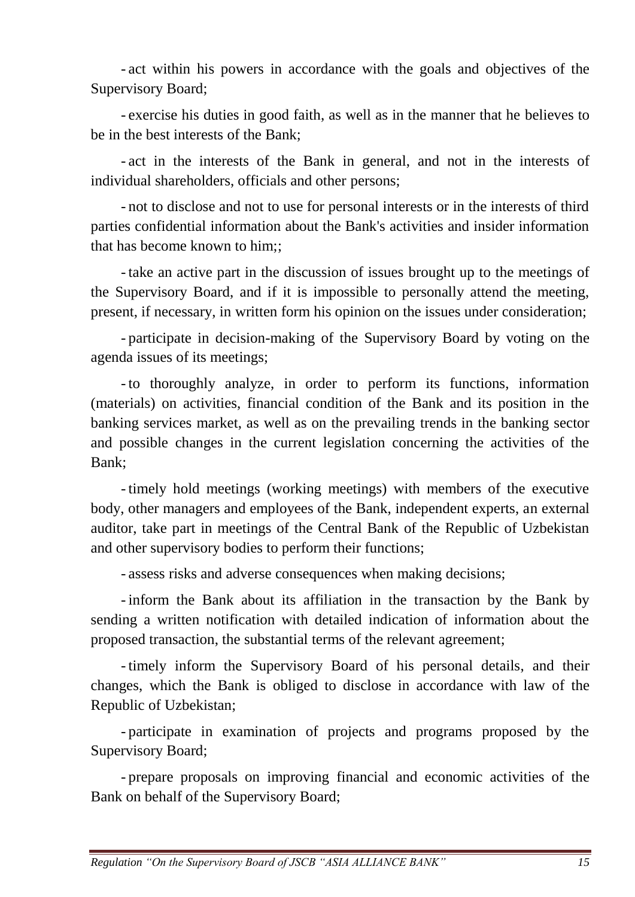- act within his powers in accordance with the goals and objectives of the Supervisory Board;

- exercise his duties in good faith, as well as in the manner that he believes to be in the best interests of the Bank;

- act in the interests of the Bank in general, and not in the interests of individual shareholders, officials and other persons;

- not to disclose and not to use for personal interests or in the interests of third parties confidential information about the Bank's activities and insider information that has become known to him;;

- take an active part in the discussion of issues brought up to the meetings of the Supervisory Board, and if it is impossible to personally attend the meeting, present, if necessary, in written form his opinion on the issues under consideration;

- participate in decision-making of the Supervisory Board by voting on the agenda issues of its meetings;

- to thoroughly analyze, in order to perform its functions, information (materials) on activities, financial condition of the Bank and its position in the banking services market, as well as on the prevailing trends in the banking sector and possible changes in the current legislation concerning the activities of the Bank;

- timely hold meetings (working meetings) with members of the executive body, other managers and employees of the Bank, independent experts, an external auditor, take part in meetings of the Central Bank of the Republic of Uzbekistan and other supervisory bodies to perform their functions;

- assess risks and adverse consequences when making decisions;

- inform the Bank about its affiliation in the transaction by the Bank by sending a written notification with detailed indication of information about the proposed transaction, the substantial terms of the relevant agreement;

- timely inform the Supervisory Board of his personal details, and their changes, which the Bank is obliged to disclose in accordance with law of the Republic of Uzbekistan;

- participate in examination of projects and programs proposed by the Supervisory Board;

- prepare proposals on improving financial and economic activities of the Bank on behalf of the Supervisory Board;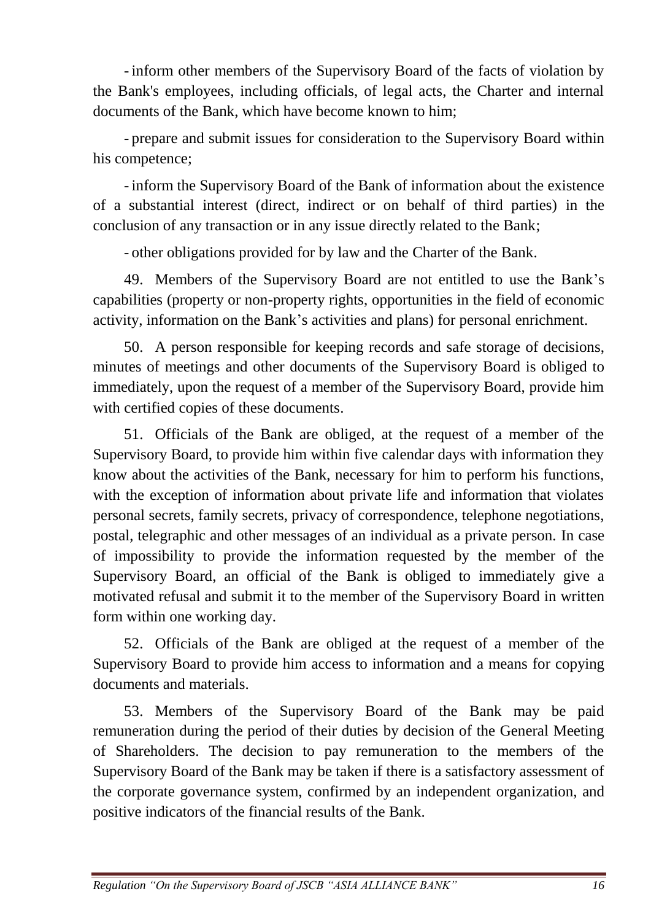- inform other members of the Supervisory Board of the facts of violation by the Bank's employees, including officials, of legal acts, the Charter and internal documents of the Bank, which have become known to him;

- prepare and submit issues for consideration to the Supervisory Board within his competence;

- inform the Supervisory Board of the Bank of information about the existence of a substantial interest (direct, indirect or on behalf of third parties) in the conclusion of any transaction or in any issue directly related to the Bank;

- other obligations provided for by law and the Charter of the Bank.

49. Members of the Supervisory Board are not entitled to use the Bank's capabilities (property or non-property rights, opportunities in the field of economic activity, information on the Bank's activities and plans) for personal enrichment.

50. A person responsible for keeping records and safe storage of decisions, minutes of meetings and other documents of the Supervisory Board is obliged to immediately, upon the request of a member of the Supervisory Board, provide him with certified copies of these documents.

51. Officials of the Bank are obliged, at the request of a member of the Supervisory Board, to provide him within five calendar days with information they know about the activities of the Bank, necessary for him to perform his functions, with the exception of information about private life and information that violates personal secrets, family secrets, privacy of correspondence, telephone negotiations, postal, telegraphic and other messages of an individual as a private person. In case of impossibility to provide the information requested by the member of the Supervisory Board, an official of the Bank is obliged to immediately give a motivated refusal and submit it to the member of the Supervisory Board in written form within one working day.

52. Officials of the Bank are obliged at the request of a member of the Supervisory Board to provide him access to information and a means for copying documents and materials.

53. Members of the Supervisory Board of the Bank may be paid remuneration during the period of their duties by decision of the General Meeting of Shareholders. The decision to pay remuneration to the members of the Supervisory Board of the Bank may be taken if there is a satisfactory assessment of the corporate governance system, confirmed by an independent organization, and positive indicators of the financial results of the Bank.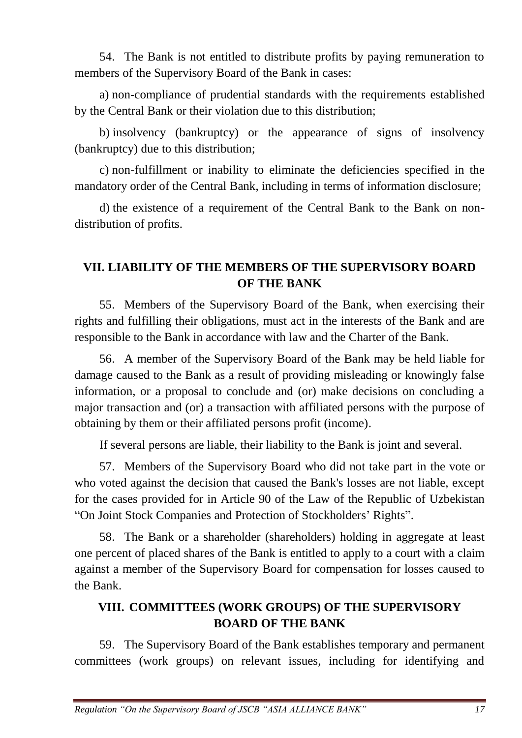54. The Bank is not entitled to distribute profits by paying remuneration to members of the Supervisory Board of the Bank in cases:

a) non-compliance of prudential standards with the requirements established by the Central Bank or their violation due to this distribution;

b) insolvency (bankruptcy) or the appearance of signs of insolvency (bankruptcy) due to this distribution;

c) non-fulfillment or inability to eliminate the deficiencies specified in the mandatory order of the Central Bank, including in terms of information disclosure;

d) the existence of a requirement of the Central Bank to the Bank on non-distribution of profits.

## VII. LIABILITY OF THE MEMBERS OF THE SUPERVISORY BOARD OF THE BANK

55. Members of the Supervisory Board of the Bank, when exercising their rights and fulfilling their obligations, must act in the interests of the Bank and are responsible to the Bank in accordance with law and the Charter of the Bank.

56. A member of the Supervisory Board of the Bank may be held liable for damage caused to the Bank as a result of providing misleading or knowingly false information, or a proposal to conclude and (or) make decisions on concluding a major transaction and (or) a transaction with affiliated persons with the purpose of obtaining by them or their affiliated persons profit (income).

If several persons are liable, their liability to the Bank is joint and several.

57. Members of the Supervisory Board who did not take part in the vote or who voted against the decision that caused the Bank's losses are not liable, except for the cases provided for in Article 90 of the Law of the Republic of Uzbekistan "On Joint Stock Companies and Protection of Stockholders' Rights".

58. The Bank or a shareholder (shareholders) holding in aggregate at least one percent of placed shares of the Bank is entitled to apply to a court with a claim against a member of the Supervisory Board for compensation for losses caused to the Bank.

## VIII. COMMITTEES (WORK GROUPS) OF THE SUPERVISORY BOARD OF THE BANK

59. The Supervisory Board of the Bank establishes temporary and permanent committees (work groups) on relevant issues, including for identifying and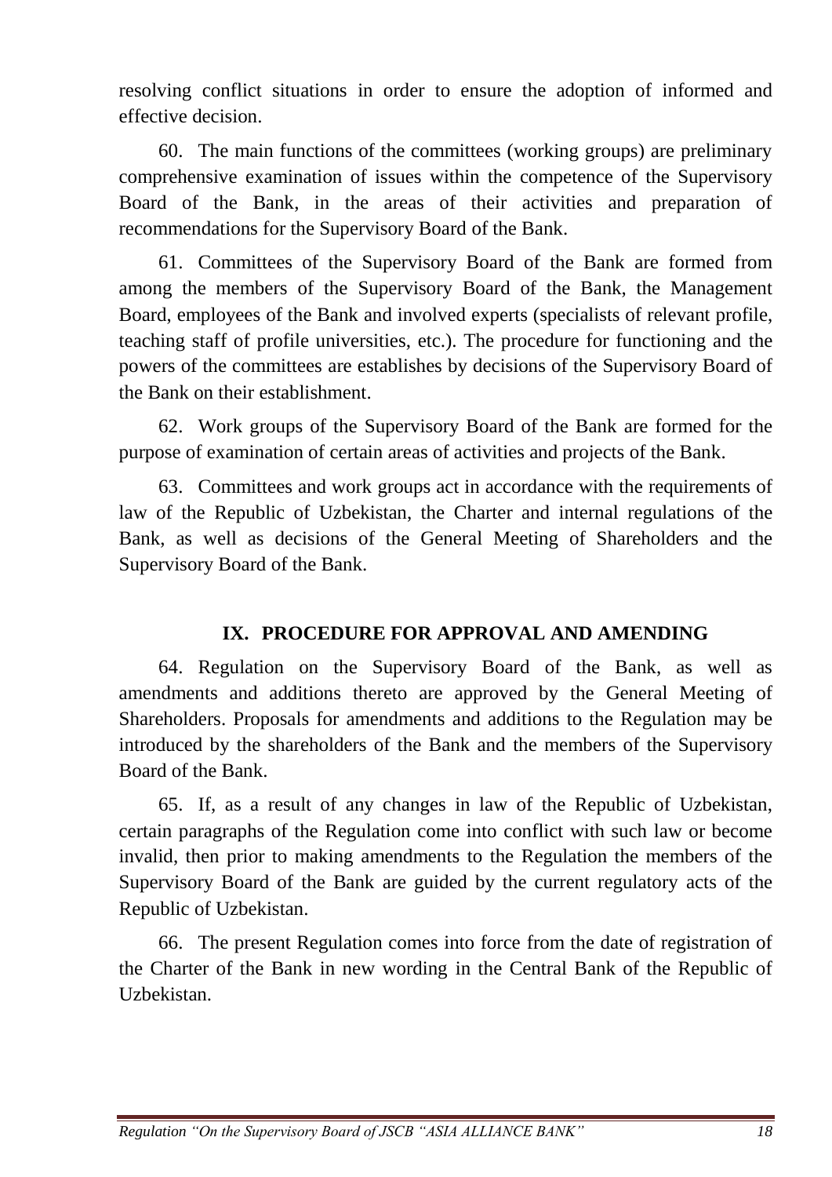resolving conflict situations in order to ensure the adoption of informed and effective decision.

60. The main functions of the committees (working groups) are preliminary comprehensive examination of issues within the competence of the Supervisory Board of the Bank, in the areas of their activities and preparation of recommendations for the Supervisory Board of the Bank.

61. Committees of the Supervisory Board of the Bank are formed from among the members of the Supervisory Board of the Bank, the Management Board, employees of the Bank and involved experts (specialists of relevant profile, teaching staff of profile universities, etc.). The procedure for functioning and the powers of the committees are establishes by decisions of the Supervisory Board of the Bank on their establishment.

62. Work groups of the Supervisory Board of the Bank are formed for the purpose of examination of certain areas of activities and projects of the Bank.

63. Committees and work groups act in accordance with the requirements of law of the Republic of Uzbekistan, the Charter and internal regulations of the Bank, as well as decisions of the General Meeting of Shareholders and the Supervisory Board of the Bank.

## IX. PROCEDURE FOR APPROVAL AND AMENDING

64. Regulation on the Supervisory Board of the Bank, as well as amendments and additions thereto are approved by the General Meeting of Shareholders. Proposals for amendments and additions to the Regulation may be introduced by the shareholders of the Bank and the members of the Supervisory Board of the Bank.

65. If, as a result of any changes in law of the Republic of Uzbekistan, certain paragraphs of the Regulation come into conflict with such law or become invalid, then prior to making amendments to the Regulation the members of the Supervisory Board of the Bank are guided by the current regulatory acts of the Republic of Uzbekistan.

66. The present Regulation comes into force from the date of registration of the Charter of the Bank in new wording in the Central Bank of the Republic of Uzbekistan.